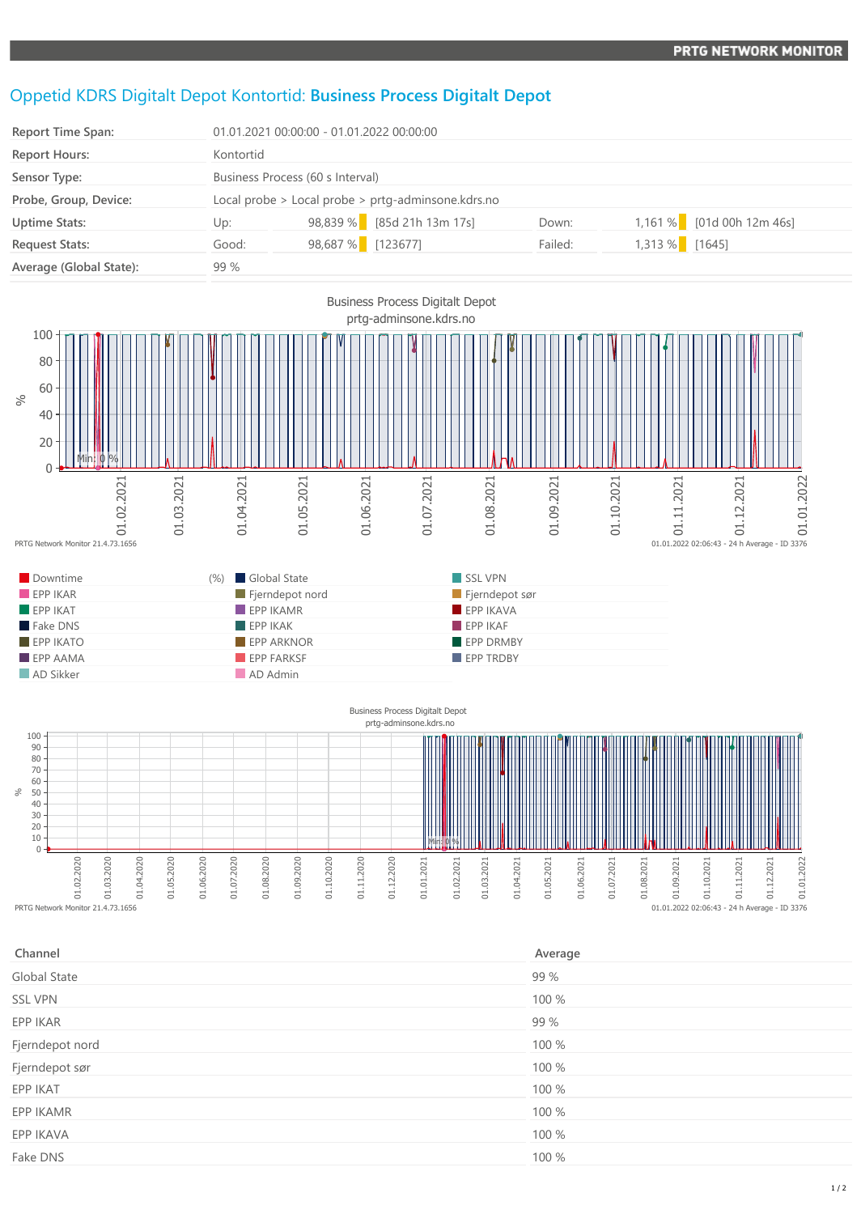# Oppetid KDRS Digitalt Depot Kontortid: **Business Process Digitalt Depot**

| | | | | | |
|---|---|---|---|---|---|
| **Report Time Span:** | 01.01.2021 00:00:00 - 01.01.2022 00:00:00 | | | | |
| **Report Hours:** | Kontortid | | | | |
| **Sensor Type:** | Business Process (60 s Interval) | | | | |
| **Probe, Group, Device:** | Local probe > Local probe > prtg-adminsone.kdrs.no | | | | |
| **Uptime Stats:** | Up: | 98,839 % | [85d 21h 13m 17s] | Down: | 1,161 % [01d 00h 12m 46s] |
| **Request Stats:** | Good: | 98,687 % | [123677] | Failed: | 1,313 % [1645] |
| **Average (Global State):** | 99 % | | | | |

Business Process Digitalt Depot
prtg-adminsone.kdrs.no

PRTG Network Monitor 21.4.73.1656 — 01.01.2022 02:06:43 - 24 h Average - ID 3376

Legend: Downtime (%), Global State, SSL VPN, EPP IKAR, Fjerndepot nord, Fjerndepot sør, EPP IKAT, EPP IKAMR, EPP IKAVA, Fake DNS, EPP IKAK, EPP IKAF, EPP IKATO, EPP ARKNOR, EPP DRMBY, EPP AAMA, EPP FARKSF, EPP TRDBY, AD Sikker, AD Admin

Business Process Digitalt Depot
prtg-adminsone.kdrs.no

PRTG Network Monitor 21.4.73.1656 — 01.01.2022 02:06:43 - 24 h Average - ID 3376

| Channel | Average |
|---|---|
| Global State | 99 % |
| SSL VPN | 100 % |
| EPP IKAR | 99 % |
| Fjerndepot nord | 100 % |
| Fjerndepot sør | 100 % |
| EPP IKAT | 100 % |
| EPP IKAMR | 100 % |
| EPP IKAVA | 100 % |
| Fake DNS | 100 % |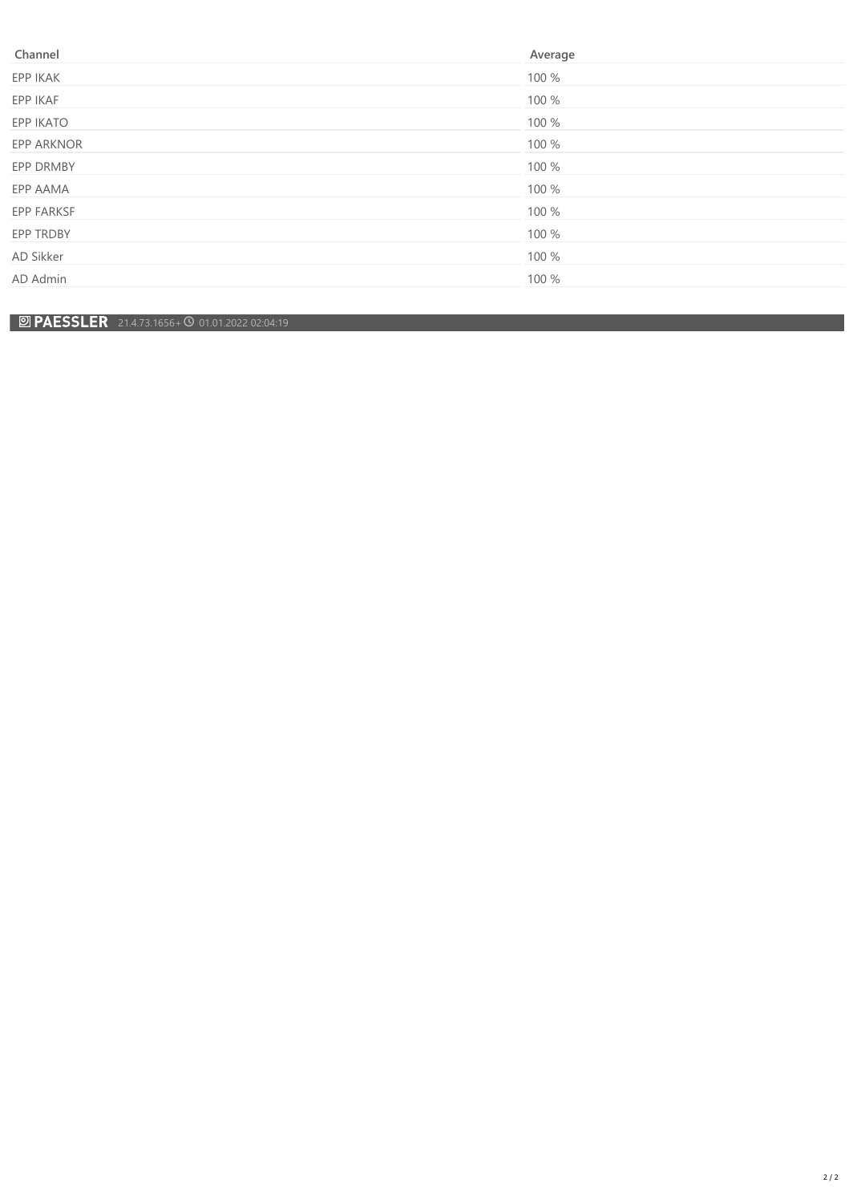| Channel | Average |
| --- | --- |
| EPP IKAK | 100 % |
| EPP IKAF | 100 % |
| EPP IKATO | 100 % |
| EPP ARKNOR | 100 % |
| EPP DRMBY | 100 % |
| EPP AAMA | 100 % |
| EPP FARKSF | 100 % |
| EPP TRDBY | 100 % |
| AD Sikker | 100 % |
| AD Admin | 100 % |

PAESSLER 21.4.73.1656+ 01.01.2022 02:04:19